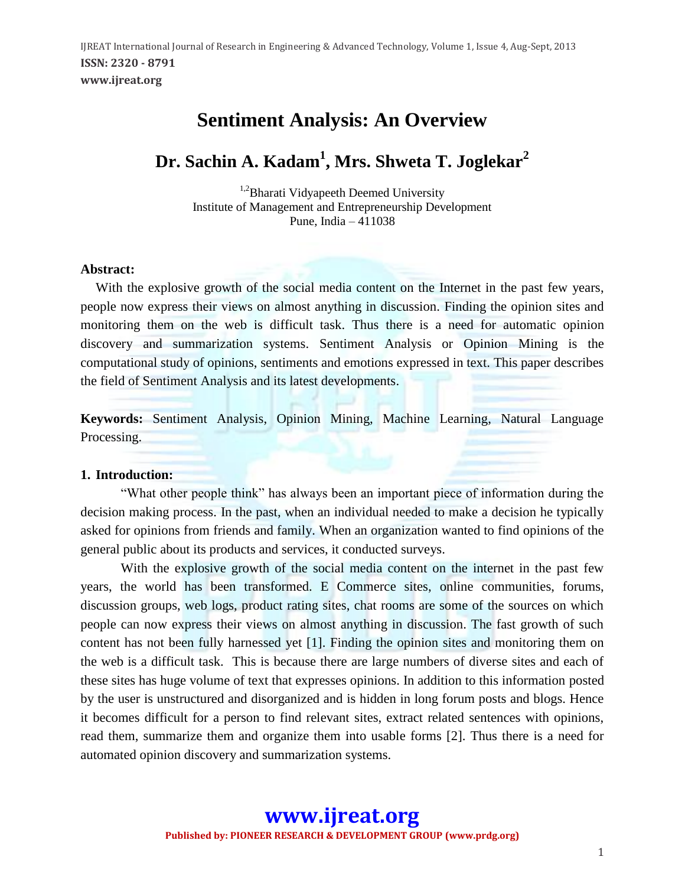# Sentiment Analysis: An Overview

## Dr. Sachin A. Kadam[1], Mrs. Shweta T. Joglekar[2]

[1,2]Bharati Vidyapeeth Deemed University
Institute of Management and Entrepreneurship Development
Pune, India – 411038

**Abstract:**

With the explosive growth of the social media content on the Internet in the past few years, people now express their views on almost anything in discussion. Finding the opinion sites and monitoring them on the web is difficult task. Thus there is a need for automatic opinion discovery and summarization systems. Sentiment Analysis or Opinion Mining is the computational study of opinions, sentiments and emotions expressed in text. This paper describes the field of Sentiment Analysis and its latest developments.

**Keywords:** Sentiment Analysis, Opinion Mining, Machine Learning, Natural Language Processing.

### 1. Introduction:

"What other people think" has always been an important piece of information during the decision making process. In the past, when an individual needed to make a decision he typically asked for opinions from friends and family. When an organization wanted to find opinions of the general public about its products and services, it conducted surveys.

With the explosive growth of the social media content on the internet in the past few years, the world has been transformed. E Commerce sites, online communities, forums, discussion groups, web logs, product rating sites, chat rooms are some of the sources on which people can now express their views on almost anything in discussion. The fast growth of such content has not been fully harnessed yet [1]. Finding the opinion sites and monitoring them on the web is a difficult task. This is because there are large numbers of diverse sites and each of these sites has huge volume of text that expresses opinions. In addition to this information posted by the user is unstructured and disorganized and is hidden in long forum posts and blogs. Hence it becomes difficult for a person to find relevant sites, extract related sentences with opinions, read them, summarize them and organize them into usable forms [2]. Thus there is a need for automated opinion discovery and summarization systems.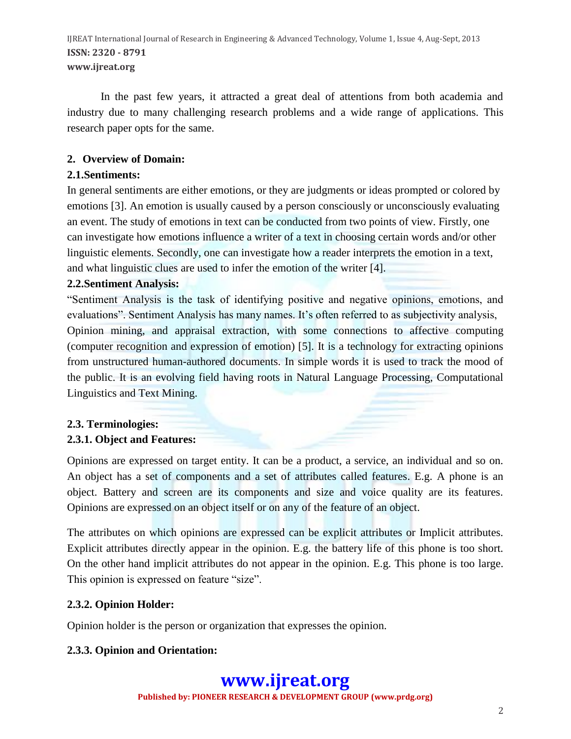In the past few years, it attracted a great deal of attentions from both academia and industry due to many challenging research problems and a wide range of applications. This research paper opts for the same.

## 2. Overview of Domain:

### 2.1. Sentiments:

In general sentiments are either emotions, or they are judgments or ideas prompted or colored by emotions [3]. An emotion is usually caused by a person consciously or unconsciously evaluating an event. The study of emotions in text can be conducted from two points of view. Firstly, one can investigate how emotions influence a writer of a text in choosing certain words and/or other linguistic elements. Secondly, one can investigate how a reader interprets the emotion in a text, and what linguistic clues are used to infer the emotion of the writer [4].

### 2.2. Sentiment Analysis:

"Sentiment Analysis is the task of identifying positive and negative opinions, emotions, and evaluations". Sentiment Analysis has many names. It's often referred to as subjectivity analysis, Opinion mining, and appraisal extraction, with some connections to affective computing (computer recognition and expression of emotion) [5]. It is a technology for extracting opinions from unstructured human-authored documents. In simple words it is used to track the mood of the public. It is an evolving field having roots in Natural Language Processing, Computational Linguistics and Text Mining.

### 2.3. Terminologies:

#### 2.3.1. Object and Features:

Opinions are expressed on target entity. It can be a product, a service, an individual and so on. An object has a set of components and a set of attributes called features. E.g. A phone is an object. Battery and screen are its components and size and voice quality are its features. Opinions are expressed on an object itself or on any of the feature of an object.

The attributes on which opinions are expressed can be explicit attributes or Implicit attributes. Explicit attributes directly appear in the opinion. E.g. the battery life of this phone is too short. On the other hand implicit attributes do not appear in the opinion. E.g. This phone is too large. This opinion is expressed on feature "size".

#### 2.3.2. Opinion Holder:

Opinion holder is the person or organization that expresses the opinion.

#### 2.3.3. Opinion and Orientation: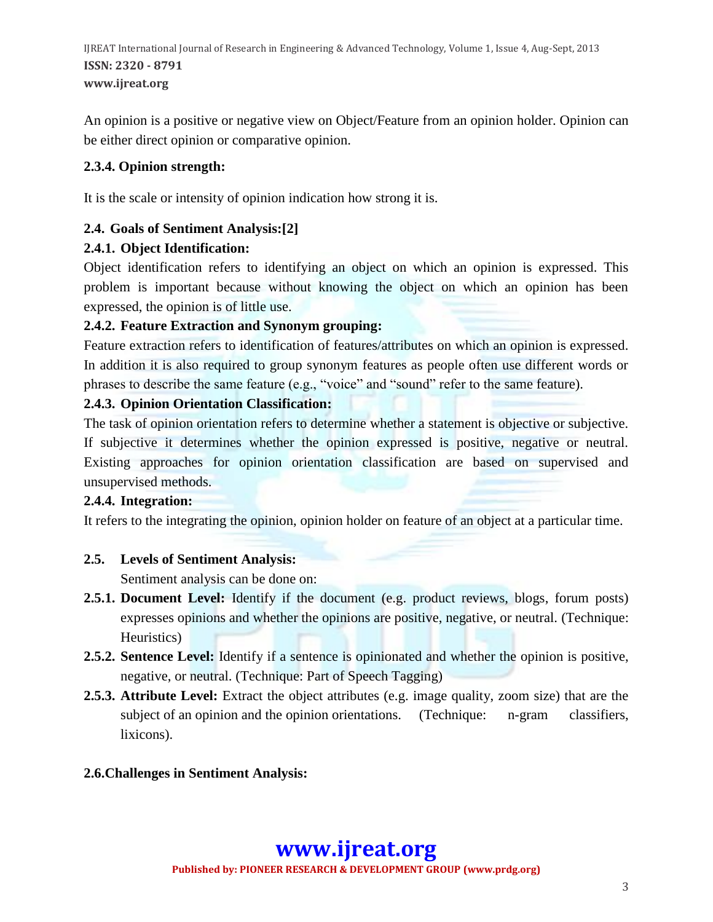An opinion is a positive or negative view on Object/Feature from an opinion holder. Opinion can be either direct opinion or comparative opinion.

#### 2.3.4. Opinion strength:

It is the scale or intensity of opinion indication how strong it is.

### 2.4. Goals of Sentiment Analysis:[2]

#### 2.4.1. Object Identification:

Object identification refers to identifying an object on which an opinion is expressed. This problem is important because without knowing the object on which an opinion has been expressed, the opinion is of little use.

#### 2.4.2. Feature Extraction and Synonym grouping:

Feature extraction refers to identification of features/attributes on which an opinion is expressed. In addition it is also required to group synonym features as people often use different words or phrases to describe the same feature (e.g., "voice" and "sound" refer to the same feature).

#### 2.4.3. Opinion Orientation Classification:

The task of opinion orientation refers to determine whether a statement is objective or subjective. If subjective it determines whether the opinion expressed is positive, negative or neutral. Existing approaches for opinion orientation classification are based on supervised and unsupervised methods.

#### 2.4.4. Integration:

It refers to the integrating the opinion, opinion holder on feature of an object at a particular time.

### 2.5. Levels of Sentiment Analysis:

Sentiment analysis can be done on:

- **2.5.1. Document Level:** Identify if the document (e.g. product reviews, blogs, forum posts) expresses opinions and whether the opinions are positive, negative, or neutral. (Technique: Heuristics)
- **2.5.2. Sentence Level:** Identify if a sentence is opinionated and whether the opinion is positive, negative, or neutral. (Technique: Part of Speech Tagging)
- **2.5.3. Attribute Level:** Extract the object attributes (e.g. image quality, zoom size) that are the subject of an opinion and the opinion orientations. (Technique: n-gram classifiers, lixicons).

### 2.6. Challenges in Sentiment Analysis: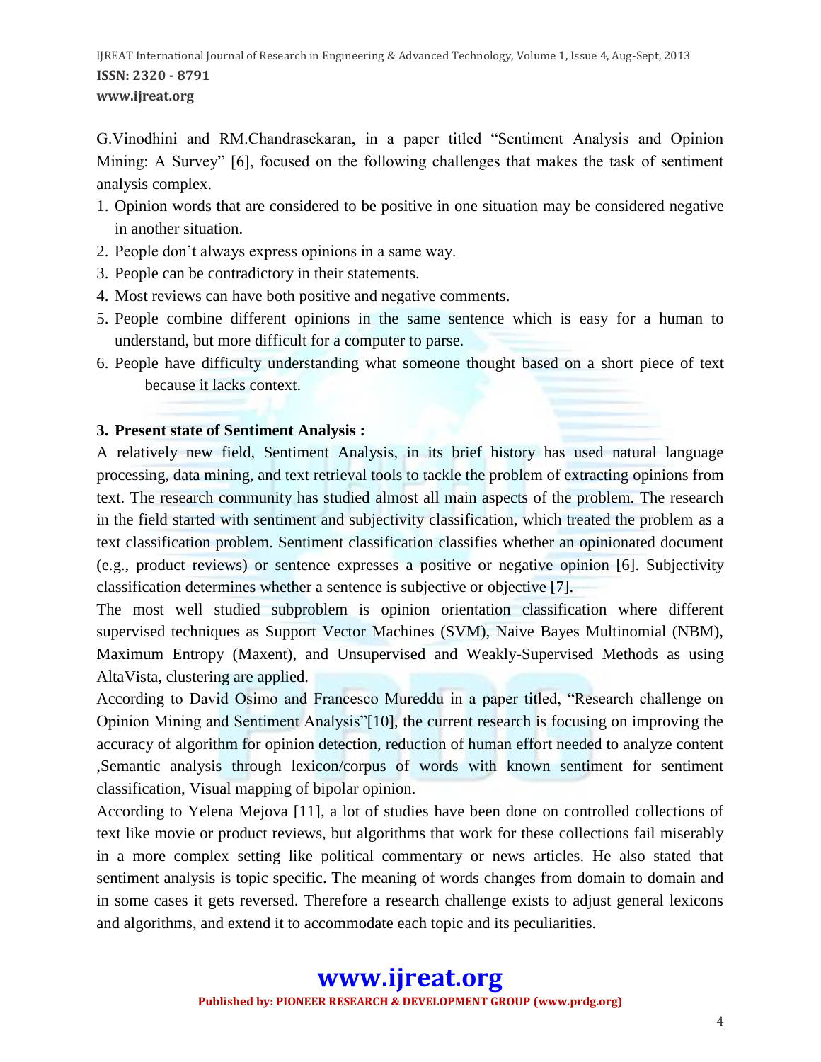G.Vinodhini and RM.Chandrasekaran, in a paper titled "Sentiment Analysis and Opinion Mining: A Survey" [6], focused on the following challenges that makes the task of sentiment analysis complex.

1. Opinion words that are considered to be positive in one situation may be considered negative in another situation.
2. People don't always express opinions in a same way.
3. People can be contradictory in their statements.
4. Most reviews can have both positive and negative comments.
5. People combine different opinions in the same sentence which is easy for a human to understand, but more difficult for a computer to parse.
6. People have difficulty understanding what someone thought based on a short piece of text because it lacks context.

**3. Present state of Sentiment Analysis :**

A relatively new field, Sentiment Analysis, in its brief history has used natural language processing, data mining, and text retrieval tools to tackle the problem of extracting opinions from text. The research community has studied almost all main aspects of the problem. The research in the field started with sentiment and subjectivity classification, which treated the problem as a text classification problem. Sentiment classification classifies whether an opinionated document (e.g., product reviews) or sentence expresses a positive or negative opinion [6]. Subjectivity classification determines whether a sentence is subjective or objective [7].

The most well studied subproblem is opinion orientation classification where different supervised techniques as Support Vector Machines (SVM), Naive Bayes Multinomial (NBM), Maximum Entropy (Maxent), and Unsupervised and Weakly-Supervised Methods as using AltaVista, clustering are applied.

According to David Osimo and Francesco Mureddu in a paper titled, "Research challenge on Opinion Mining and Sentiment Analysis"[10], the current research is focusing on improving the accuracy of algorithm for opinion detection, reduction of human effort needed to analyze content ,Semantic analysis through lexicon/corpus of words with known sentiment for sentiment classification, Visual mapping of bipolar opinion.

According to Yelena Mejova [11], a lot of studies have been done on controlled collections of text like movie or product reviews, but algorithms that work for these collections fail miserably in a more complex setting like political commentary or news articles. He also stated that sentiment analysis is topic specific. The meaning of words changes from domain to domain and in some cases it gets reversed. Therefore a research challenge exists to adjust general lexicons and algorithms, and extend it to accommodate each topic and its peculiarities.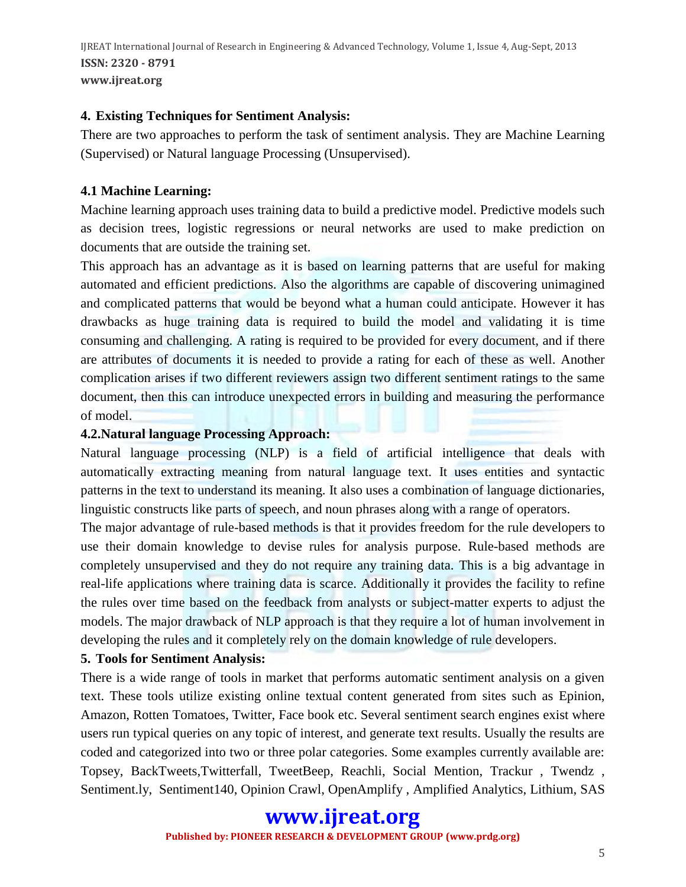## 4. Existing Techniques for Sentiment Analysis:

There are two approaches to perform the task of sentiment analysis. They are Machine Learning (Supervised) or Natural language Processing (Unsupervised).

### 4.1 Machine Learning:

Machine learning approach uses training data to build a predictive model. Predictive models such as decision trees, logistic regressions or neural networks are used to make prediction on documents that are outside the training set.

This approach has an advantage as it is based on learning patterns that are useful for making automated and efficient predictions. Also the algorithms are capable of discovering unimagined and complicated patterns that would be beyond what a human could anticipate. However it has drawbacks as huge training data is required to build the model and validating it is time consuming and challenging. A rating is required to be provided for every document, and if there are attributes of documents it is needed to provide a rating for each of these as well. Another complication arises if two different reviewers assign two different sentiment ratings to the same document, then this can introduce unexpected errors in building and measuring the performance of model.

### 4.2.Natural language Processing Approach:

Natural language processing (NLP) is a field of artificial intelligence that deals with automatically extracting meaning from natural language text. It uses entities and syntactic patterns in the text to understand its meaning. It also uses a combination of language dictionaries, linguistic constructs like parts of speech, and noun phrases along with a range of operators.

The major advantage of rule-based methods is that it provides freedom for the rule developers to use their domain knowledge to devise rules for analysis purpose. Rule-based methods are completely unsupervised and they do not require any training data. This is a big advantage in real-life applications where training data is scarce. Additionally it provides the facility to refine the rules over time based on the feedback from analysts or subject-matter experts to adjust the models. The major drawback of NLP approach is that they require a lot of human involvement in developing the rules and it completely rely on the domain knowledge of rule developers.

## 5. Tools for Sentiment Analysis:

There is a wide range of tools in market that performs automatic sentiment analysis on a given text. These tools utilize existing online textual content generated from sites such as Epinion, Amazon, Rotten Tomatoes, Twitter, Face book etc. Several sentiment search engines exist where users run typical queries on any topic of interest, and generate text results. Usually the results are coded and categorized into two or three polar categories. Some examples currently available are: Topsey, BackTweets,Twitterfall, TweetBeep, Reachli, Social Mention, Trackur , Twendz , Sentiment.ly, Sentiment140, Opinion Crawl, OpenAmplify , Amplified Analytics, Lithium, SAS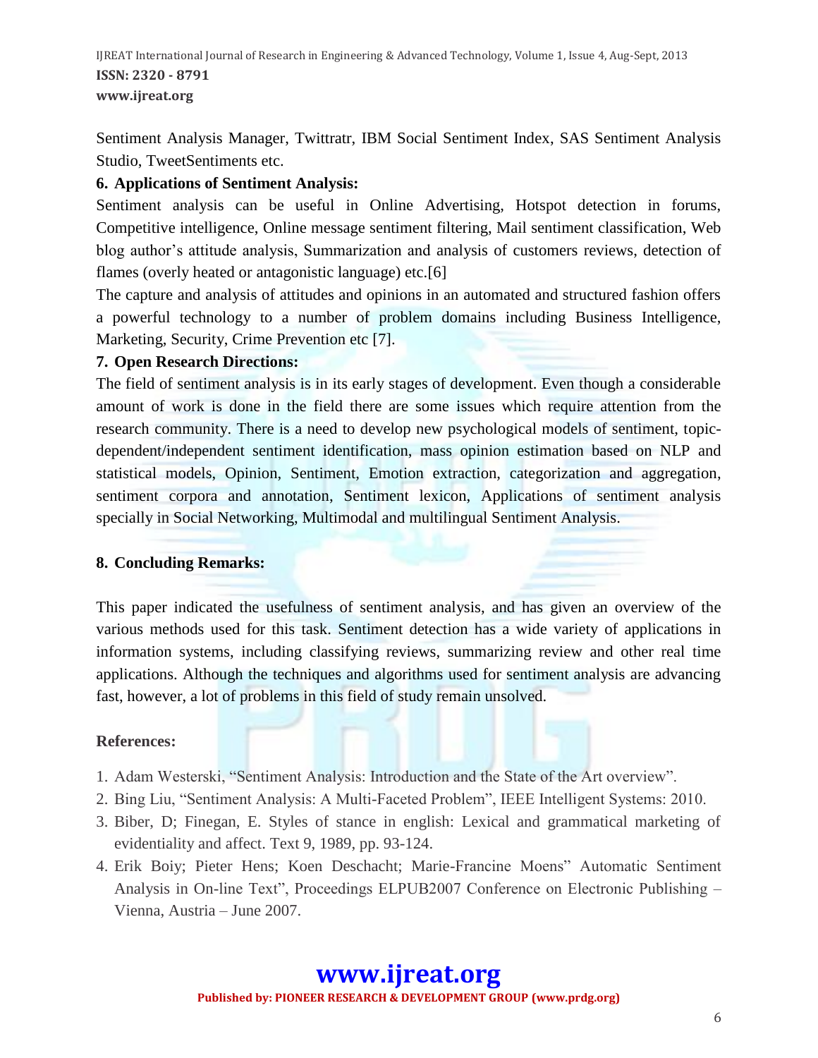Sentiment Analysis Manager, Twittratr, IBM Social Sentiment Index, SAS Sentiment Analysis Studio, TweetSentiments etc.

## 6. Applications of Sentiment Analysis:

Sentiment analysis can be useful in Online Advertising, Hotspot detection in forums, Competitive intelligence, Online message sentiment filtering, Mail sentiment classification, Web blog author's attitude analysis, Summarization and analysis of customers reviews, detection of flames (overly heated or antagonistic language) etc.[6]

The capture and analysis of attitudes and opinions in an automated and structured fashion offers a powerful technology to a number of problem domains including Business Intelligence, Marketing, Security, Crime Prevention etc [7].

## 7. Open Research Directions:

The field of sentiment analysis is in its early stages of development. Even though a considerable amount of work is done in the field there are some issues which require attention from the research community. There is a need to develop new psychological models of sentiment, topic-dependent/independent sentiment identification, mass opinion estimation based on NLP and statistical models, Opinion, Sentiment, Emotion extraction, categorization and aggregation, sentiment corpora and annotation, Sentiment lexicon, Applications of sentiment analysis specially in Social Networking, Multimodal and multilingual Sentiment Analysis.

## 8. Concluding Remarks:

This paper indicated the usefulness of sentiment analysis, and has given an overview of the various methods used for this task. Sentiment detection has a wide variety of applications in information systems, including classifying reviews, summarizing review and other real time applications. Although the techniques and algorithms used for sentiment analysis are advancing fast, however, a lot of problems in this field of study remain unsolved.

## References:

1. Adam Westerski, "Sentiment Analysis: Introduction and the State of the Art overview".
2. Bing Liu, "Sentiment Analysis: A Multi-Faceted Problem", IEEE Intelligent Systems: 2010.
3. Biber, D; Finegan, E. Styles of stance in english: Lexical and grammatical marketing of evidentiality and affect. Text 9, 1989, pp. 93-124.
4. Erik Boiy; Pieter Hens; Koen Deschacht; Marie-Francine Moens" Automatic Sentiment Analysis in On-line Text", Proceedings ELPUB2007 Conference on Electronic Publishing – Vienna, Austria – June 2007.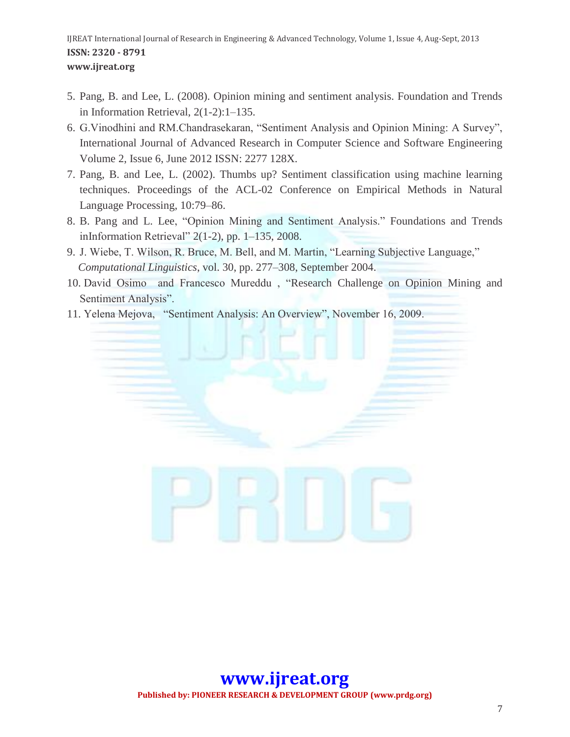5. Pang, B. and Lee, L. (2008). Opinion mining and sentiment analysis. Foundation and Trends in Information Retrieval, 2(1-2):1–135.
6. G.Vinodhini and RM.Chandrasekaran, “Sentiment Analysis and Opinion Mining: A Survey”, International Journal of Advanced Research in Computer Science and Software Engineering Volume 2, Issue 6, June 2012 ISSN: 2277 128X.
7. Pang, B. and Lee, L. (2002). Thumbs up? Sentiment classification using machine learning techniques. Proceedings of the ACL-02 Conference on Empirical Methods in Natural Language Processing, 10:79–86.
8. B. Pang and L. Lee, “Opinion Mining and Sentiment Analysis.” Foundations and Trends inInformation Retrieval” 2(1-2), pp. 1–135, 2008.
9. J. Wiebe, T. Wilson, R. Bruce, M. Bell, and M. Martin, “Learning Subjective Language,” *Computational Linguistics*, vol. 30, pp. 277–308, September 2004.
10. David Osimo and Francesco Mureddu , “Research Challenge on Opinion Mining and Sentiment Analysis”.
11. Yelena Mejova, “Sentiment Analysis: An Overview”, November 16, 2009.